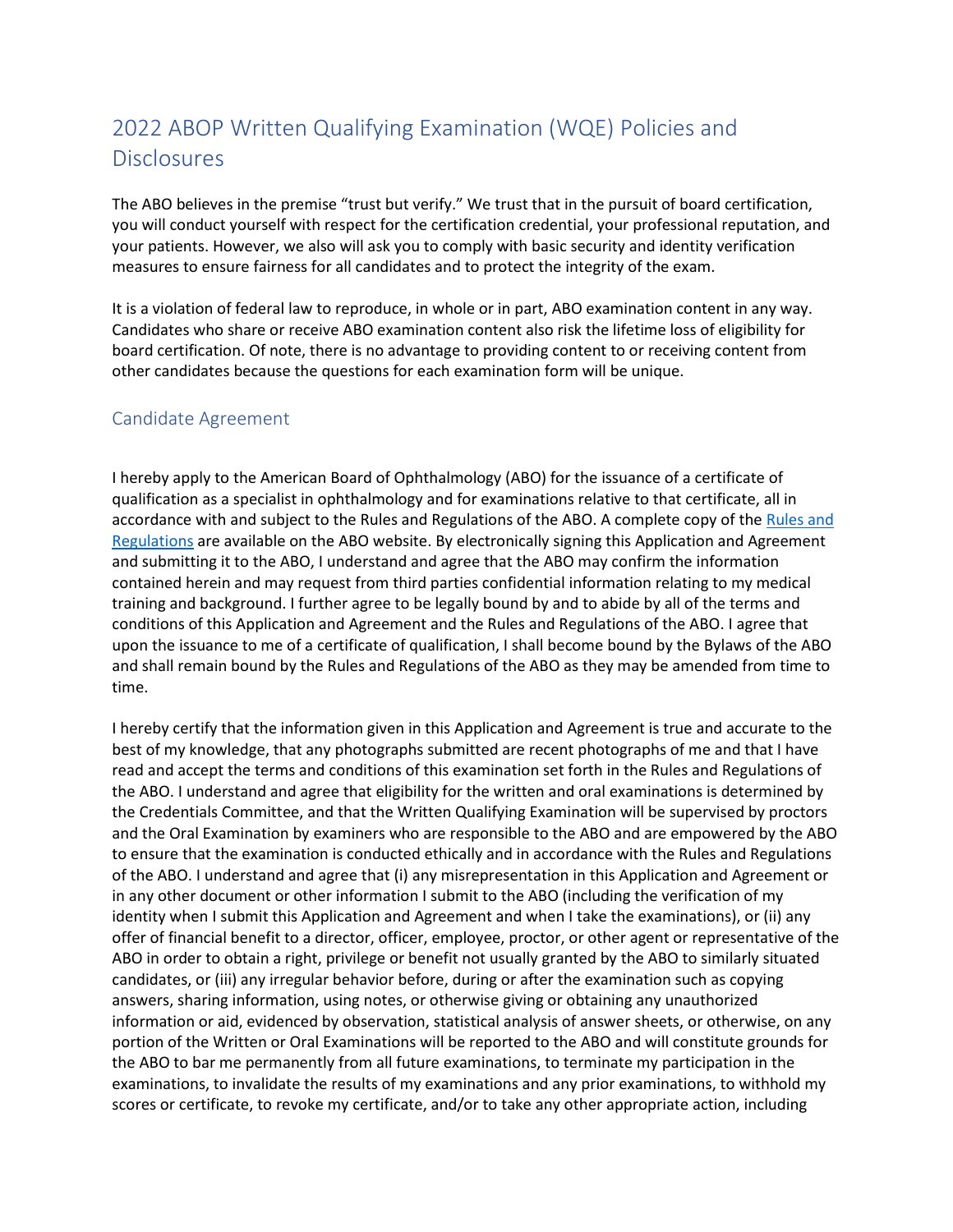# 2022 ABOP Written Qualifying Examination (WQE) Policies and Disclosures

The ABO believes in the premise "trust but verify." We trust that in the pursuit of board certification, you will conduct yourself with respect for the certification credential, your professional reputation, and your patients. However, we also will ask you to comply with basic security and identity verification measures to ensure fairness for all candidates and to protect the integrity of the exam.

It is a violation of federal law to reproduce, in whole or in part, ABO examination content in any way. Candidates who share or receive ABO examination content also risk the lifetime loss of eligibility for board certification. Of note, there is no advantage to providing content to or receiving content from other candidates because the questions for each examination form will be unique.

## Candidate Agreement

I hereby apply to the American Board of Ophthalmology (ABO) for the issuance of a certificate of qualification as a specialist in ophthalmology and for examinations relative to that certificate, all in accordance with and subject to the Rules and Regulations of the ABO. A complete copy of the Rules and Regulations are available on the ABO website. By electronically signing this Application and Agreement and submitting it to the ABO, I understand and agree that the ABO may confirm the information contained herein and may request from third parties confidential information relating to my medical training and background. I further agree to be legally bound by and to abide by all of the terms and conditions of this Application and Agreement and the Rules and Regulations of the ABO. I agree that upon the issuance to me of a certificate of qualification, I shall become bound by the Bylaws of the ABO and shall remain bound by the Rules and Regulations of the ABO as they may be amended from time to time.

I hereby certify that the information given in this Application and Agreement is true and accurate to the best of my knowledge, that any photographs submitted are recent photographs of me and that I have read and accept the terms and conditions of this examination set forth in the Rules and Regulations of the ABO. I understand and agree that eligibility for the written and oral examinations is determined by the Credentials Committee, and that the Written Qualifying Examination will be supervised by proctors and the Oral Examination by examiners who are responsible to the ABO and are empowered by the ABO to ensure that the examination is conducted ethically and in accordance with the Rules and Regulations of the ABO. I understand and agree that (i) any misrepresentation in this Application and Agreement or in any other document or other information I submit to the ABO (including the verification of my identity when I submit this Application and Agreement and when I take the examinations), or (ii) any offer of financial benefit to a director, officer, employee, proctor, or other agent or representative of the ABO in order to obtain a right, privilege or benefit not usually granted by the ABO to similarly situated candidates, or (iii) any irregular behavior before, during or after the examination such as copying answers, sharing information, using notes, or otherwise giving or obtaining any unauthorized information or aid, evidenced by observation, statistical analysis of answer sheets, or otherwise, on any portion of the Written or Oral Examinations will be reported to the ABO and will constitute grounds for the ABO to bar me permanently from all future examinations, to terminate my participation in the examinations, to invalidate the results of my examinations and any prior examinations, to withhold my scores or certificate, to revoke my certificate, and/or to take any other appropriate action, including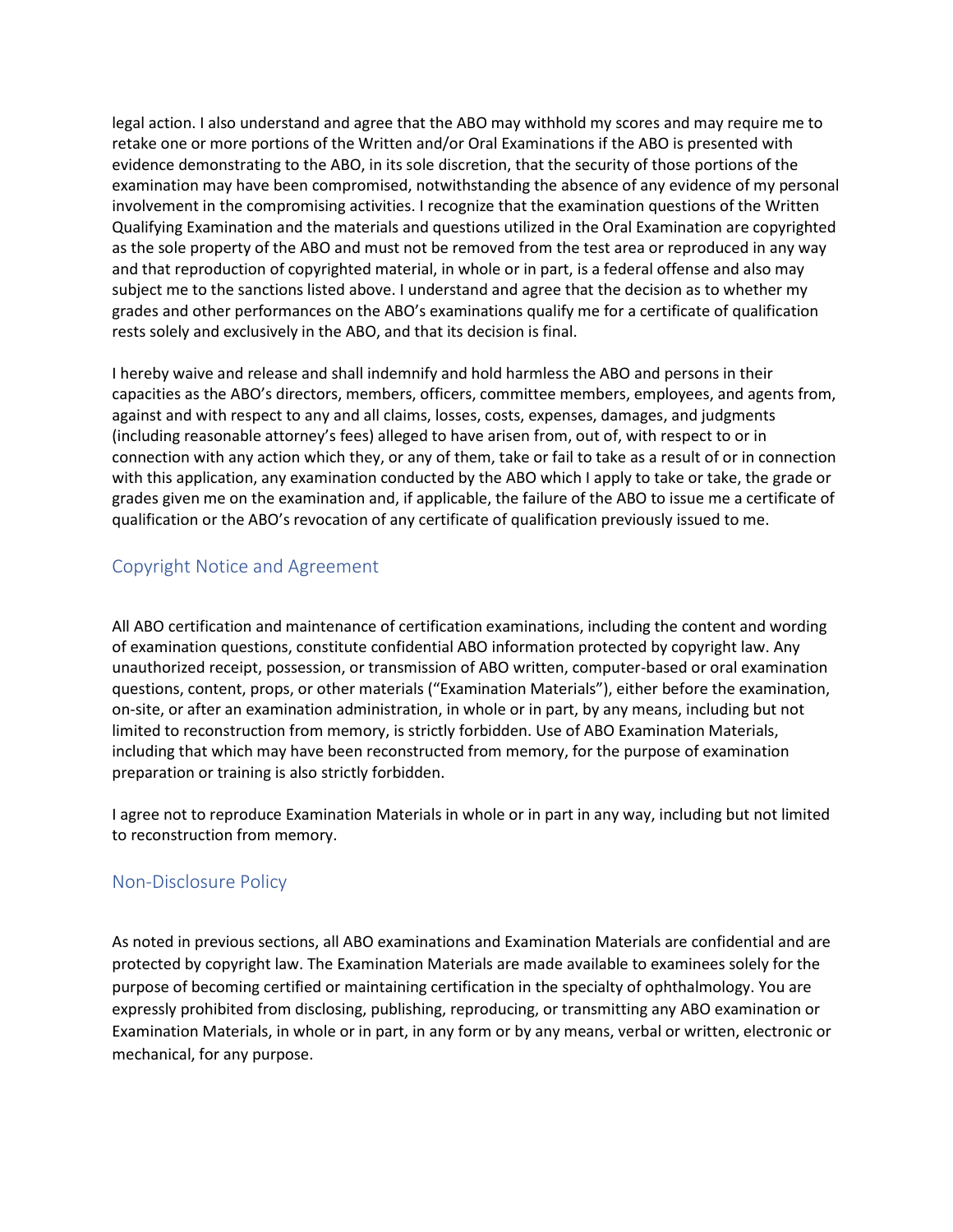legal action. I also understand and agree that the ABO may withhold my scores and may require me to retake one or more portions of the Written and/or Oral Examinations if the ABO is presented with evidence demonstrating to the ABO, in its sole discretion, that the security of those portions of the examination may have been compromised, notwithstanding the absence of any evidence of my personal involvement in the compromising activities. I recognize that the examination questions of the Written Qualifying Examination and the materials and questions utilized in the Oral Examination are copyrighted as the sole property of the ABO and must not be removed from the test area or reproduced in any way and that reproduction of copyrighted material, in whole or in part, is a federal offense and also may subject me to the sanctions listed above. I understand and agree that the decision as to whether my grades and other performances on the ABO's examinations qualify me for a certificate of qualification rests solely and exclusively in the ABO, and that its decision is final.

I hereby waive and release and shall indemnify and hold harmless the ABO and persons in their capacities as the ABO's directors, members, officers, committee members, employees, and agents from, against and with respect to any and all claims, losses, costs, expenses, damages, and judgments (including reasonable attorney's fees) alleged to have arisen from, out of, with respect to or in connection with any action which they, or any of them, take or fail to take as a result of or in connection with this application, any examination conducted by the ABO which I apply to take or take, the grade or grades given me on the examination and, if applicable, the failure of the ABO to issue me a certificate of qualification or the ABO's revocation of any certificate of qualification previously issued to me.

## Copyright Notice and Agreement

All ABO certification and maintenance of certification examinations, including the content and wording of examination questions, constitute confidential ABO information protected by copyright law. Any unauthorized receipt, possession, or transmission of ABO written, computer-based or oral examination questions, content, props, or other materials ("Examination Materials"), either before the examination, on-site, or after an examination administration, in whole or in part, by any means, including but not limited to reconstruction from memory, is strictly forbidden. Use of ABO Examination Materials, including that which may have been reconstructed from memory, for the purpose of examination preparation or training is also strictly forbidden.

I agree not to reproduce Examination Materials in whole or in part in any way, including but not limited to reconstruction from memory.

## Non-Disclosure Policy

As noted in previous sections, all ABO examinations and Examination Materials are confidential and are protected by copyright law. The Examination Materials are made available to examinees solely for the purpose of becoming certified or maintaining certification in the specialty of ophthalmology. You are expressly prohibited from disclosing, publishing, reproducing, or transmitting any ABO examination or Examination Materials, in whole or in part, in any form or by any means, verbal or written, electronic or mechanical, for any purpose.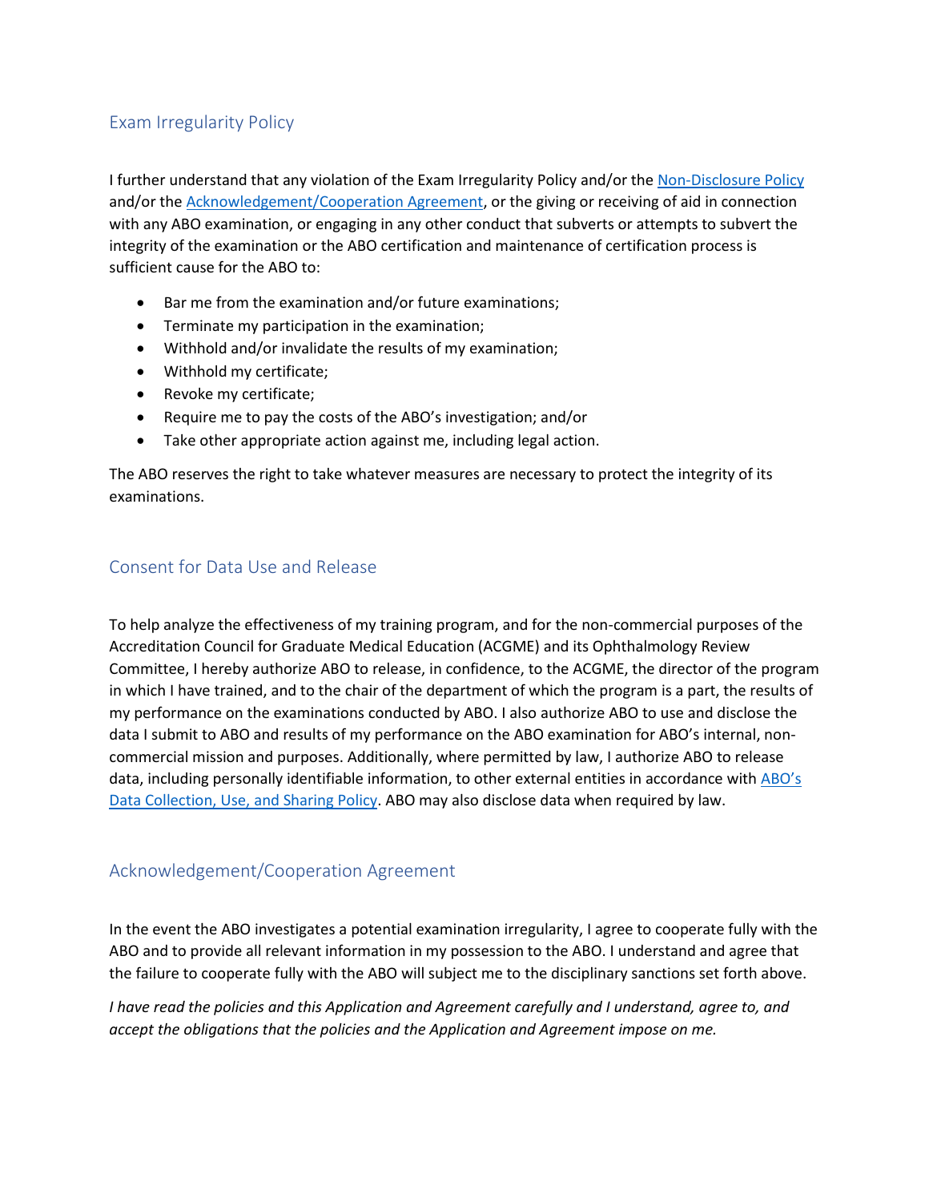## Exam Irregularity Policy

I further understand that any violation of the Exam Irregularity Policy and/or the Non-Disclosure Policy and/or the Acknowledgement/Cooperation Agreement, or the giving or receiving of aid in connection with any ABO examination, or engaging in any other conduct that subverts or attempts to subvert the integrity of the examination or the ABO certification and maintenance of certification process is sufficient cause for the ABO to:

- Bar me from the examination and/or future examinations;
- Terminate my participation in the examination;
- Withhold and/or invalidate the results of my examination;
- Withhold my certificate;
- Revoke my certificate;
- Require me to pay the costs of the ABO's investigation; and/or
- Take other appropriate action against me, including legal action.

The ABO reserves the right to take whatever measures are necessary to protect the integrity of its examinations.

## Consent for Data Use and Release

To help analyze the effectiveness of my training program, and for the non-commercial purposes of the Accreditation Council for Graduate Medical Education (ACGME) and its Ophthalmology Review Committee, I hereby authorize ABO to release, in confidence, to the ACGME, the director of the program in which I have trained, and to the chair of the department of which the program is a part, the results of my performance on the examinations conducted by ABO. I also authorize ABO to use and disclose the data I submit to ABO and results of my performance on the ABO examination for ABO's internal, non-commercial mission and purposes. Additionally, where permitted by law, I authorize ABO to release data, including personally identifiable information, to other external entities in accordance with ABO's Data Collection, Use, and Sharing Policy. ABO may also disclose data when required by law.

## Acknowledgement/Cooperation Agreement

In the event the ABO investigates a potential examination irregularity, I agree to cooperate fully with the ABO and to provide all relevant information in my possession to the ABO. I understand and agree that the failure to cooperate fully with the ABO will subject me to the disciplinary sanctions set forth above.

*I have read the policies and this Application and Agreement carefully and I understand, agree to, and accept the obligations that the policies and the Application and Agreement impose on me.*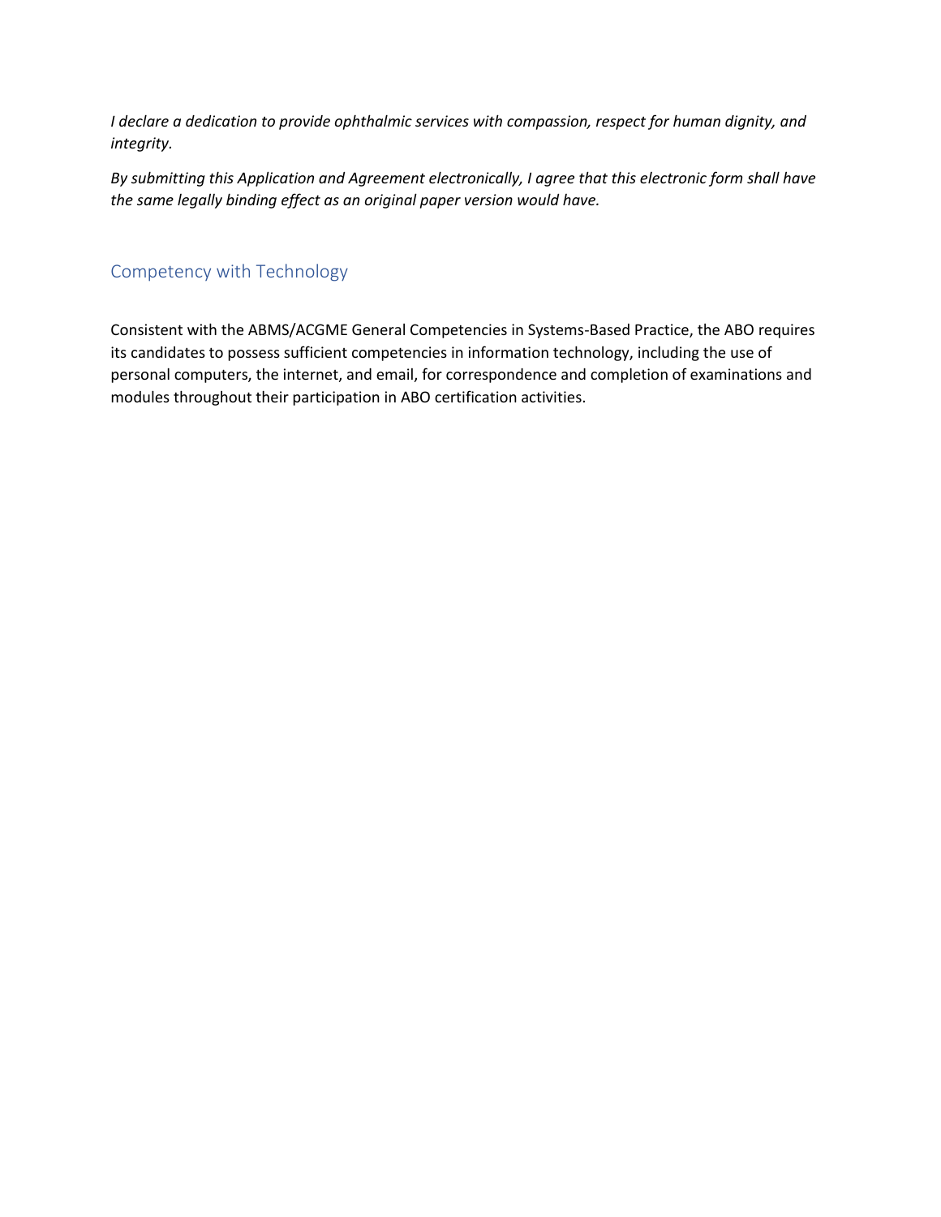*I declare a dedication to provide ophthalmic services with compassion, respect for human dignity, and integrity.*

*By submitting this Application and Agreement electronically, I agree that this electronic form shall have the same legally binding effect as an original paper version would have.*

## Competency with Technology

Consistent with the ABMS/ACGME General Competencies in Systems-Based Practice, the ABO requires its candidates to possess sufficient competencies in information technology, including the use of personal computers, the internet, and email, for correspondence and completion of examinations and modules throughout their participation in ABO certification activities.